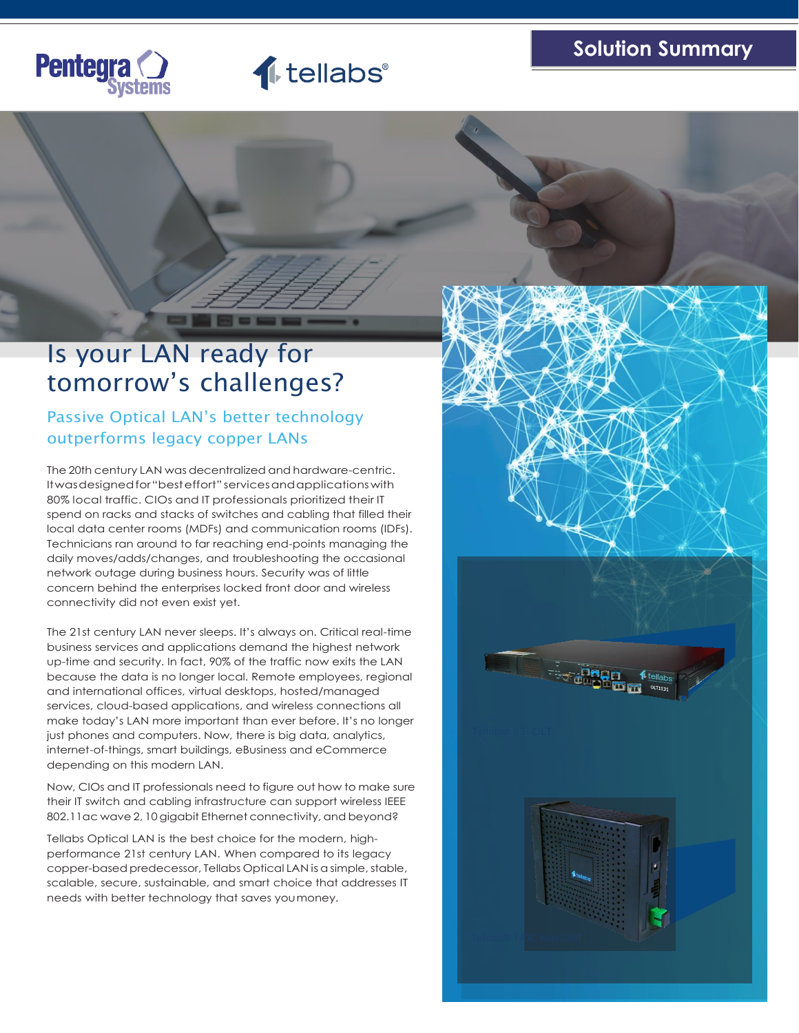Solution Summary

# Is your LAN ready for tomorrow's challenges?

## Passive Optical LAN's better technology outperforms legacy copper LANs

The 20th century LAN was decentralized and hardware-centric. It was designed for "best effort" services and applications with 80% local traffic. CIOs and IT professionals prioritized their IT spend on racks and stacks of switches and cabling that filled their local data center rooms (MDFs) and communication rooms (IDFs). Technicians ran around to far reaching end-points managing the daily moves/adds/changes, and troubleshooting the occasional network outage during business hours. Security was of little concern behind the enterprises locked front door and wireless connectivity did not even exist yet.

The 21st century LAN never sleeps. It's always on. Critical real-time business services and applications demand the highest network up-time and security. In fact, 90% of the traffic now exits the LAN because the data is no longer local. Remote employees, regional and international offices, virtual desktops, hosted/managed services, cloud-based applications, and wireless connections all make today's LAN more important than ever before. It's no longer just phones and computers. Now, there is big data, analytics, internet-of-things, smart buildings, eBusiness and eCommerce depending on this modern LAN.

Now, CIOs and IT professionals need to figure out how to make sure their IT switch and cabling infrastructure can support wireless IEEE 802.11ac wave 2, 10 gigabit Ethernet connectivity, and beyond?

Tellabs Optical LAN is the best choice for the modern, high-performance 21st century LAN. When compared to its legacy copper-based predecessor, Tellabs Optical LAN is a simple, stable, scalable, secure, sustainable, and smart choice that addresses IT needs with better technology that saves you money.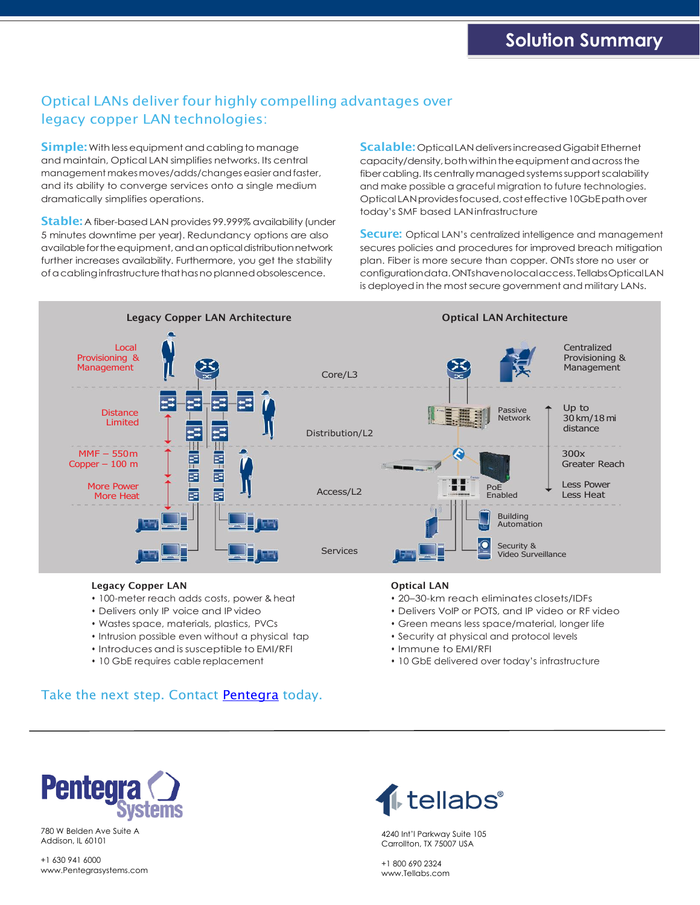# Solution Summary

## Optical LANs deliver four highly compelling advantages over legacy copper LAN technologies:

**Simple:** With less equipment and cabling to manage and maintain, Optical LAN simplifies networks. Its central management makes moves/adds/changes easier and faster, and its ability to converge services onto a single medium dramatically simplifies operations.

**Stable:** A fiber-based LAN provides 99.999% availability (under 5 minutes downtime per year). Redundancy options are also available for the equipment, and an optical distribution network further increases availability. Furthermore, you get the stability of a cabling infrastructure that has no planned obsolescence.

**Scalable:** Optical LAN delivers increased Gigabit Ethernet capacity/density, both within the equipment and across the fiber cabling. Its centrally managed systems support scalability and make possible a graceful migration to future technologies. Optical LAN provides focused, cost effective 10GbE path over today's SMF based LAN infrastructure

**Secure:** Optical LAN's centralized intelligence and management secures policies and procedures for improved breach mitigation plan. Fiber is more secure than copper. ONTs store no user or configuration data. ONTs have no local access. Tellabs Optical LAN is deployed in the most secure government and military LANs.

Legacy Copper LAN Architecture

Optical LAN Architecture

Local Provisioning & Management

Distance Limited

MMF – 550m
Copper – 100 m

More Power
More Heat

Core/L3

Distribution/L2

Access/L2

Services

Centralized Provisioning & Management

Passive Network

Up to 30 km/18 mi distance

300x Greater Reach

Less Power
Less Heat

PoE Enabled

Building Automation

Security & Video Surveillance

**Legacy Copper LAN**

- 100-meter reach adds costs, power & heat
- Delivers only IP voice and IP video
- Wastes space, materials, plastics, PVCs
- Intrusion possible even without a physical tap
- Introduces and is susceptible to EMI/RFI
- 10 GbE requires cable replacement

**Optical LAN**

- 20–30-km reach eliminates closets/IDFs
- Delivers VoIP or POTS, and IP video or RF video
- Green means less space/material, longer life
- Security at physical and protocol levels
- Immune to EMI/RFI
- 10 GbE delivered over today's infrastructure

Take the next step. Contact [Pentegra](http://www.Pentegrasystems.com) today.

Pentegra Systems

780 W Belden Ave Suite A
Addison, IL 60101

+1 630 941 6000
www.Pentegrasystems.com

tellabs®

4240 Int'l Parkway Suite 105
Carrollton, TX 75007 USA

+1 800 690 2324
www.Tellabs.com